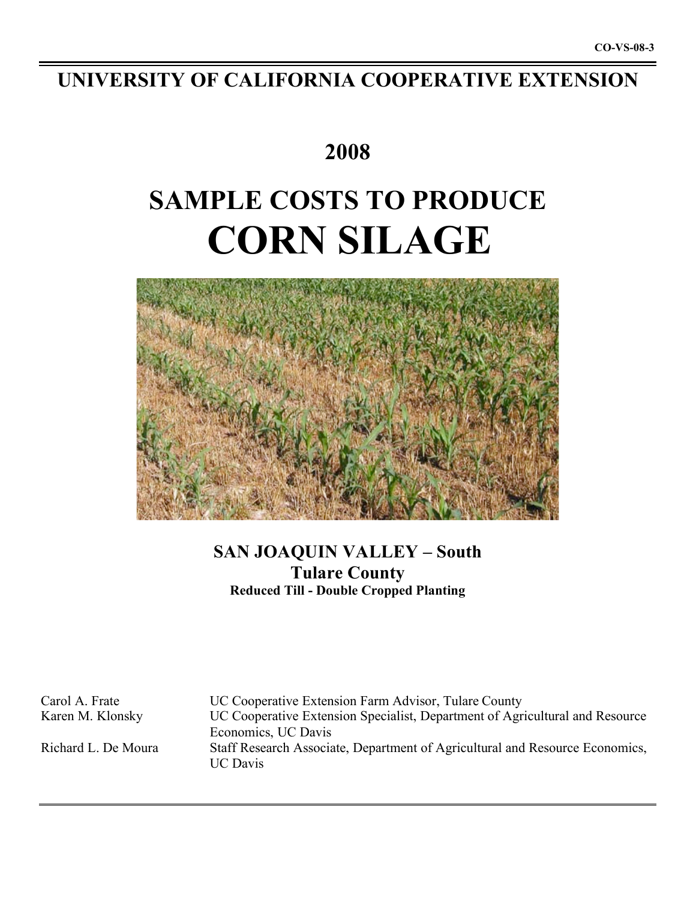CO-VS-08-3

# UNIVERSITY OF CALIFORNIA COOPERATIVE EXTENSION

## 2008

# SAMPLE COSTS TO PRODUCE
# CORN SILAGE

### SAN JOAQUIN VALLEY – South
### Tulare County
**Reduced Till - Double Cropped Planting**

| | |
|---|---|
| Carol A. Frate | UC Cooperative Extension Farm Advisor, Tulare County |
| Karen M. Klonsky | UC Cooperative Extension Specialist, Department of Agricultural and Resource Economics, UC Davis |
| Richard L. De Moura | Staff Research Associate, Department of Agricultural and Resource Economics, UC Davis |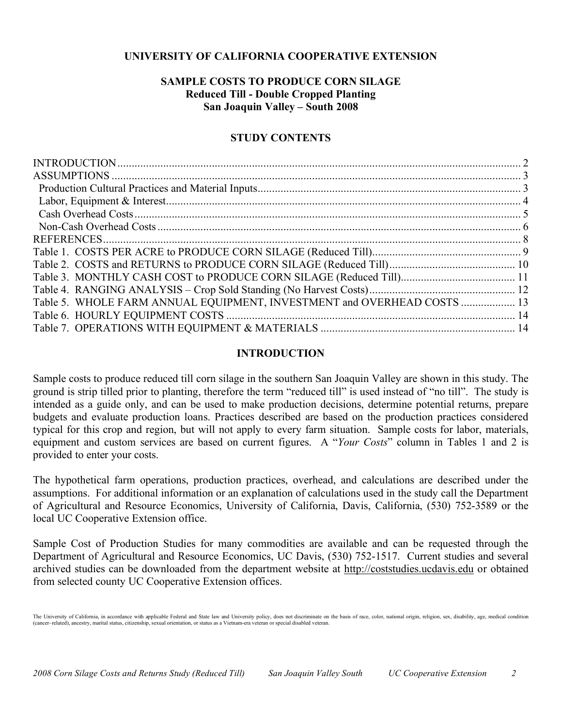**UNIVERSITY OF CALIFORNIA COOPERATIVE EXTENSION**

# SAMPLE COSTS TO PRODUCE CORN SILAGE
## Reduced Till - Double Cropped Planting
## San Joaquin Valley – South 2008

## STUDY CONTENTS

INTRODUCTION ............................................................ 2
ASSUMPTIONS ............................................................ 3
Production Cultural Practices and Material Inputs ............................................................ 3
Labor, Equipment & Interest ............................................................ 4
Cash Overhead Costs ............................................................ 5
Non-Cash Overhead Costs ............................................................ 6
REFERENCES ............................................................ 8
Table 1. COSTS PER ACRE to PRODUCE CORN SILAGE (Reduced Till) ............................................................ 9
Table 2. COSTS and RETURNS to PRODUCE CORN SILAGE (Reduced Till) ............................................................ 10
Table 3. MONTHLY CASH COST to PRODUCE CORN SILAGE (Reduced Till) ............................................................ 11
Table 4. RANGING ANALYSIS – Crop Sold Standing (No Harvest Costs) ............................................................ 12
Table 5. WHOLE FARM ANNUAL EQUIPMENT, INVESTMENT and OVERHEAD COSTS ............................................................ 13
Table 6. HOURLY EQUIPMENT COSTS ............................................................ 14
Table 7. OPERATIONS WITH EQUIPMENT & MATERIALS ............................................................ 14

## INTRODUCTION

Sample costs to produce reduced till corn silage in the southern San Joaquin Valley are shown in this study. The ground is strip tilled prior to planting, therefore the term "reduced till" is used instead of "no till". The study is intended as a guide only, and can be used to make production decisions, determine potential returns, prepare budgets and evaluate production loans. Practices described are based on the production practices considered typical for this crop and region, but will not apply to every farm situation. Sample costs for labor, materials, equipment and custom services are based on current figures. A "*Your Costs*" column in Tables 1 and 2 is provided to enter your costs.

The hypothetical farm operations, production practices, overhead, and calculations are described under the assumptions. For additional information or an explanation of calculations used in the study call the Department of Agricultural and Resource Economics, University of California, Davis, California, (530) 752-3589 or the local UC Cooperative Extension office.

Sample Cost of Production Studies for many commodities are available and can be requested through the Department of Agricultural and Resource Economics, UC Davis, (530) 752-1517. Current studies and several archived studies can be downloaded from the department website at http://coststudies.ucdavis.edu or obtained from selected county UC Cooperative Extension offices.

The University of California, in accordance with applicable Federal and State law and University policy, does not discriminate on the basis of race, color, national origin, religion, sex, disability, age, medical condition (cancer–related), ancestry, marital status, citizenship, sexual orientation, or status as a Vietnam-era veteran or special disabled veteran.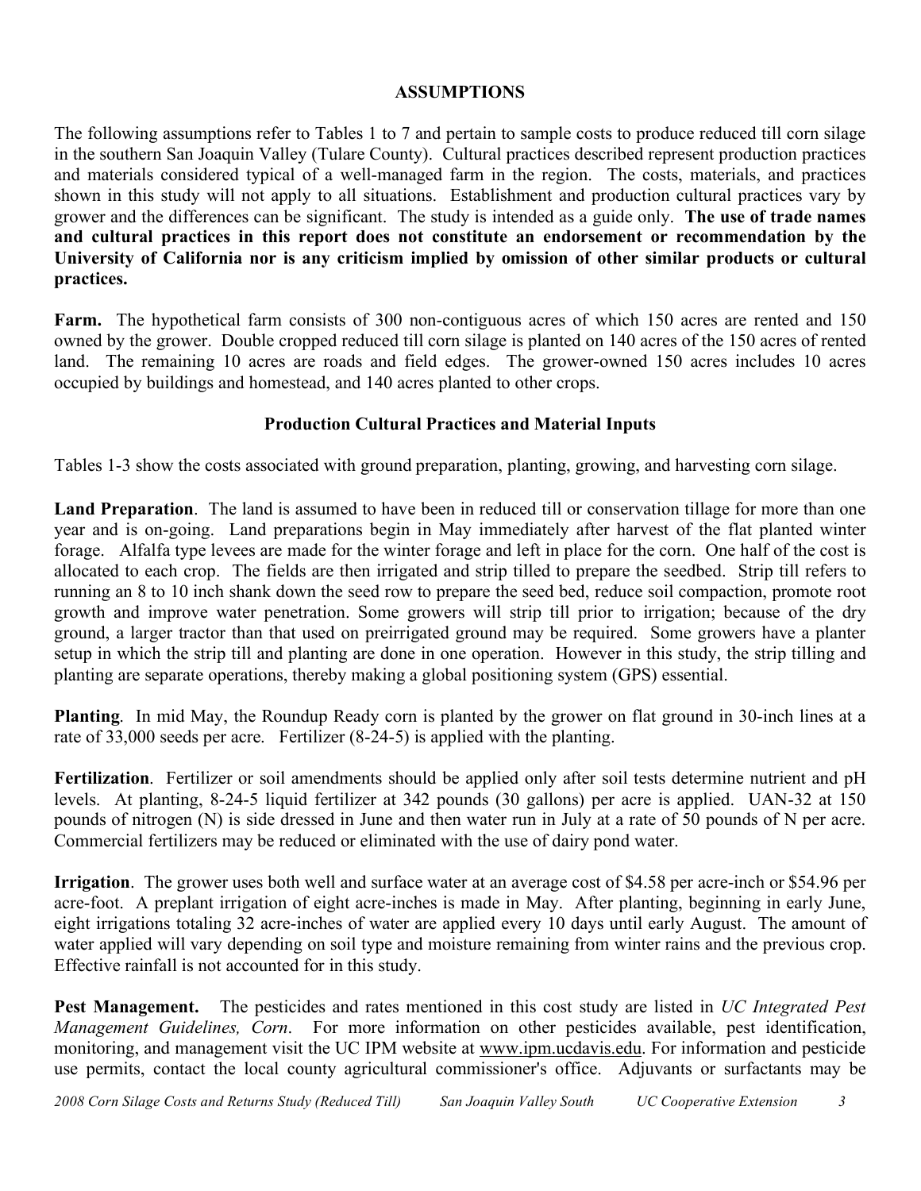## ASSUMPTIONS

The following assumptions refer to Tables 1 to 7 and pertain to sample costs to produce reduced till corn silage in the southern San Joaquin Valley (Tulare County). Cultural practices described represent production practices and materials considered typical of a well-managed farm in the region. The costs, materials, and practices shown in this study will not apply to all situations. Establishment and production cultural practices vary by grower and the differences can be significant. The study is intended as a guide only. **The use of trade names and cultural practices in this report does not constitute an endorsement or recommendation by the University of California nor is any criticism implied by omission of other similar products or cultural practices.**

**Farm.** The hypothetical farm consists of 300 non-contiguous acres of which 150 acres are rented and 150 owned by the grower. Double cropped reduced till corn silage is planted on 140 acres of the 150 acres of rented land. The remaining 10 acres are roads and field edges. The grower-owned 150 acres includes 10 acres occupied by buildings and homestead, and 140 acres planted to other crops.

### Production Cultural Practices and Material Inputs

Tables 1-3 show the costs associated with ground preparation, planting, growing, and harvesting corn silage.

**Land Preparation**. The land is assumed to have been in reduced till or conservation tillage for more than one year and is on-going. Land preparations begin in May immediately after harvest of the flat planted winter forage. Alfalfa type levees are made for the winter forage and left in place for the corn. One half of the cost is allocated to each crop. The fields are then irrigated and strip tilled to prepare the seedbed. Strip till refers to running an 8 to 10 inch shank down the seed row to prepare the seed bed, reduce soil compaction, promote root growth and improve water penetration. Some growers will strip till prior to irrigation; because of the dry ground, a larger tractor than that used on preirrigated ground may be required. Some growers have a planter setup in which the strip till and planting are done in one operation. However in this study, the strip tilling and planting are separate operations, thereby making a global positioning system (GPS) essential.

**Planting**. In mid May, the Roundup Ready corn is planted by the grower on flat ground in 30-inch lines at a rate of 33,000 seeds per acre. Fertilizer (8-24-5) is applied with the planting.

**Fertilization**. Fertilizer or soil amendments should be applied only after soil tests determine nutrient and pH levels. At planting, 8-24-5 liquid fertilizer at 342 pounds (30 gallons) per acre is applied. UAN-32 at 150 pounds of nitrogen (N) is side dressed in June and then water run in July at a rate of 50 pounds of N per acre. Commercial fertilizers may be reduced or eliminated with the use of dairy pond water.

**Irrigation**. The grower uses both well and surface water at an average cost of $4.58 per acre-inch or $54.96 per acre-foot. A preplant irrigation of eight acre-inches is made in May. After planting, beginning in early June, eight irrigations totaling 32 acre-inches of water are applied every 10 days until early August. The amount of water applied will vary depending on soil type and moisture remaining from winter rains and the previous crop. Effective rainfall is not accounted for in this study.

**Pest Management.** The pesticides and rates mentioned in this cost study are listed in *UC Integrated Pest Management Guidelines, Corn*. For more information on other pesticides available, pest identification, monitoring, and management visit the UC IPM website at www.ipm.ucdavis.edu. For information and pesticide use permits, contact the local county agricultural commissioner's office. Adjuvants or surfactants may be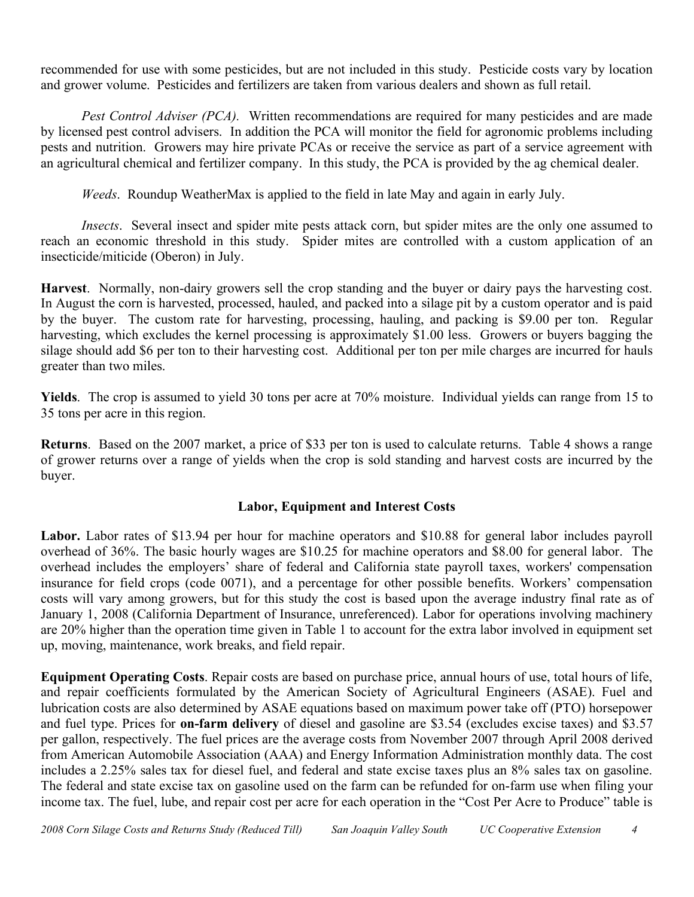recommended for use with some pesticides, but are not included in this study. Pesticide costs vary by location and grower volume. Pesticides and fertilizers are taken from various dealers and shown as full retail.

*Pest Control Adviser (PCA).* Written recommendations are required for many pesticides and are made by licensed pest control advisers. In addition the PCA will monitor the field for agronomic problems including pests and nutrition. Growers may hire private PCAs or receive the service as part of a service agreement with an agricultural chemical and fertilizer company. In this study, the PCA is provided by the ag chemical dealer.

*Weeds*. Roundup WeatherMax is applied to the field in late May and again in early July.

*Insects*. Several insect and spider mite pests attack corn, but spider mites are the only one assumed to reach an economic threshold in this study. Spider mites are controlled with a custom application of an insecticide/miticide (Oberon) in July.

**Harvest**. Normally, non-dairy growers sell the crop standing and the buyer or dairy pays the harvesting cost. In August the corn is harvested, processed, hauled, and packed into a silage pit by a custom operator and is paid by the buyer. The custom rate for harvesting, processing, hauling, and packing is $9.00 per ton. Regular harvesting, which excludes the kernel processing is approximately $1.00 less. Growers or buyers bagging the silage should add $6 per ton to their harvesting cost. Additional per ton per mile charges are incurred for hauls greater than two miles.

**Yields**. The crop is assumed to yield 30 tons per acre at 70% moisture. Individual yields can range from 15 to 35 tons per acre in this region.

**Returns**. Based on the 2007 market, a price of $33 per ton is used to calculate returns. Table 4 shows a range of grower returns over a range of yields when the crop is sold standing and harvest costs are incurred by the buyer.

## Labor, Equipment and Interest Costs

**Labor.** Labor rates of $13.94 per hour for machine operators and $10.88 for general labor includes payroll overhead of 36%. The basic hourly wages are $10.25 for machine operators and $8.00 for general labor. The overhead includes the employers' share of federal and California state payroll taxes, workers' compensation insurance for field crops (code 0071), and a percentage for other possible benefits. Workers' compensation costs will vary among growers, but for this study the cost is based upon the average industry final rate as of January 1, 2008 (California Department of Insurance, unreferenced). Labor for operations involving machinery are 20% higher than the operation time given in Table 1 to account for the extra labor involved in equipment set up, moving, maintenance, work breaks, and field repair.

**Equipment Operating Costs**. Repair costs are based on purchase price, annual hours of use, total hours of life, and repair coefficients formulated by the American Society of Agricultural Engineers (ASAE). Fuel and lubrication costs are also determined by ASAE equations based on maximum power take off (PTO) horsepower and fuel type. Prices for **on-farm delivery** of diesel and gasoline are $3.54 (excludes excise taxes) and $3.57 per gallon, respectively. The fuel prices are the average costs from November 2007 through April 2008 derived from American Automobile Association (AAA) and Energy Information Administration monthly data. The cost includes a 2.25% sales tax for diesel fuel, and federal and state excise taxes plus an 8% sales tax on gasoline. The federal and state excise tax on gasoline used on the farm can be refunded for on-farm use when filing your income tax. The fuel, lube, and repair cost per acre for each operation in the "Cost Per Acre to Produce" table is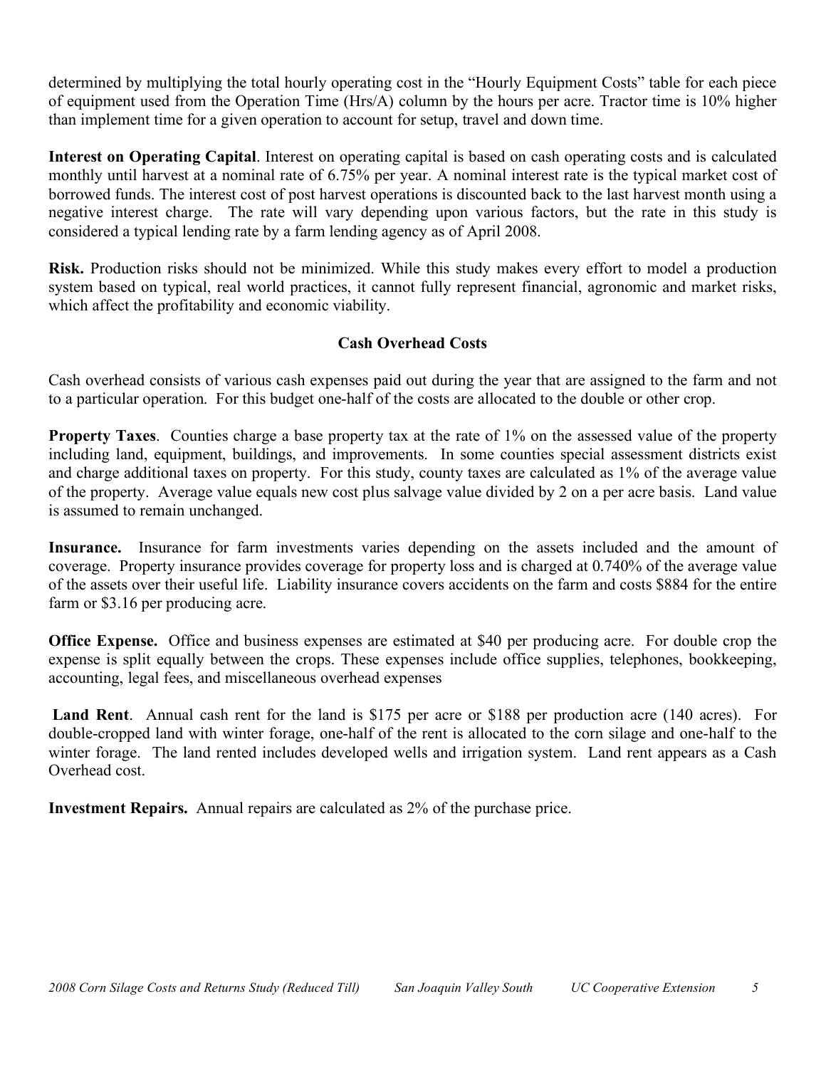determined by multiplying the total hourly operating cost in the "Hourly Equipment Costs" table for each piece of equipment used from the Operation Time (Hrs/A) column by the hours per acre. Tractor time is 10% higher than implement time for a given operation to account for setup, travel and down time.

**Interest on Operating Capital**. Interest on operating capital is based on cash operating costs and is calculated monthly until harvest at a nominal rate of 6.75% per year. A nominal interest rate is the typical market cost of borrowed funds. The interest cost of post harvest operations is discounted back to the last harvest month using a negative interest charge. The rate will vary depending upon various factors, but the rate in this study is considered a typical lending rate by a farm lending agency as of April 2008.

**Risk.** Production risks should not be minimized. While this study makes every effort to model a production system based on typical, real world practices, it cannot fully represent financial, agronomic and market risks, which affect the profitability and economic viability.

## Cash Overhead Costs

Cash overhead consists of various cash expenses paid out during the year that are assigned to the farm and not to a particular operation. For this budget one-half of the costs are allocated to the double or other crop.

**Property Taxes**. Counties charge a base property tax at the rate of 1% on the assessed value of the property including land, equipment, buildings, and improvements. In some counties special assessment districts exist and charge additional taxes on property. For this study, county taxes are calculated as 1% of the average value of the property. Average value equals new cost plus salvage value divided by 2 on a per acre basis. Land value is assumed to remain unchanged.

**Insurance.** Insurance for farm investments varies depending on the assets included and the amount of coverage. Property insurance provides coverage for property loss and is charged at 0.740% of the average value of the assets over their useful life. Liability insurance covers accidents on the farm and costs $884 for the entire farm or $3.16 per producing acre.

**Office Expense.** Office and business expenses are estimated at $40 per producing acre. For double crop the expense is split equally between the crops. These expenses include office supplies, telephones, bookkeeping, accounting, legal fees, and miscellaneous overhead expenses

**Land Rent**. Annual cash rent for the land is $175 per acre or $188 per production acre (140 acres). For double-cropped land with winter forage, one-half of the rent is allocated to the corn silage and one-half to the winter forage. The land rented includes developed wells and irrigation system. Land rent appears as a Cash Overhead cost.

**Investment Repairs.** Annual repairs are calculated as 2% of the purchase price.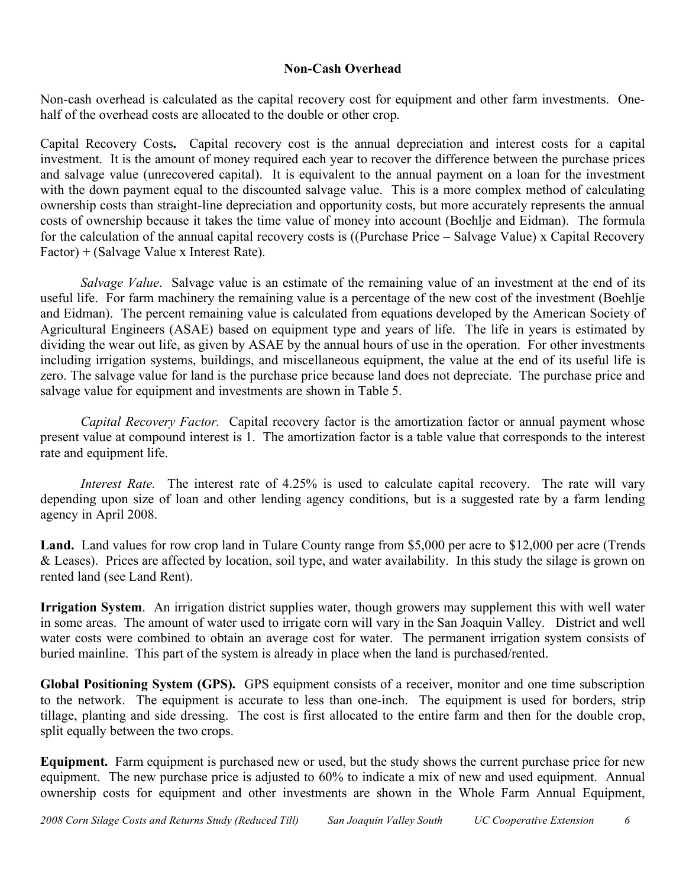## Non-Cash Overhead

Non-cash overhead is calculated as the capital recovery cost for equipment and other farm investments. One-half of the overhead costs are allocated to the double or other crop.

**Capital Recovery Costs.** Capital recovery cost is the annual depreciation and interest costs for a capital investment. It is the amount of money required each year to recover the difference between the purchase prices and salvage value (unrecovered capital). It is equivalent to the annual payment on a loan for the investment with the down payment equal to the discounted salvage value. This is a more complex method of calculating ownership costs than straight-line depreciation and opportunity costs, but more accurately represents the annual costs of ownership because it takes the time value of money into account (Boehlje and Eidman). The formula for the calculation of the annual capital recovery costs is ((Purchase Price – Salvage Value) x Capital Recovery Factor) + (Salvage Value x Interest Rate).

*Salvage Value*. Salvage value is an estimate of the remaining value of an investment at the end of its useful life. For farm machinery the remaining value is a percentage of the new cost of the investment (Boehlje and Eidman). The percent remaining value is calculated from equations developed by the American Society of Agricultural Engineers (ASAE) based on equipment type and years of life. The life in years is estimated by dividing the wear out life, as given by ASAE by the annual hours of use in the operation. For other investments including irrigation systems, buildings, and miscellaneous equipment, the value at the end of its useful life is zero. The salvage value for land is the purchase price because land does not depreciate. The purchase price and salvage value for equipment and investments are shown in Table 5.

*Capital Recovery Factor.* Capital recovery factor is the amortization factor or annual payment whose present value at compound interest is 1. The amortization factor is a table value that corresponds to the interest rate and equipment life.

*Interest Rate.* The interest rate of 4.25% is used to calculate capital recovery. The rate will vary depending upon size of loan and other lending agency conditions, but is a suggested rate by a farm lending agency in April 2008.

**Land.** Land values for row crop land in Tulare County range from $5,000 per acre to $12,000 per acre (Trends & Leases). Prices are affected by location, soil type, and water availability. In this study the silage is grown on rented land (see Land Rent).

**Irrigation System**. An irrigation district supplies water, though growers may supplement this with well water in some areas. The amount of water used to irrigate corn will vary in the San Joaquin Valley. District and well water costs were combined to obtain an average cost for water. The permanent irrigation system consists of buried mainline. This part of the system is already in place when the land is purchased/rented.

**Global Positioning System (GPS).** GPS equipment consists of a receiver, monitor and one time subscription to the network. The equipment is accurate to less than one-inch. The equipment is used for borders, strip tillage, planting and side dressing. The cost is first allocated to the entire farm and then for the double crop, split equally between the two crops.

**Equipment.** Farm equipment is purchased new or used, but the study shows the current purchase price for new equipment. The new purchase price is adjusted to 60% to indicate a mix of new and used equipment. Annual ownership costs for equipment and other investments are shown in the Whole Farm Annual Equipment,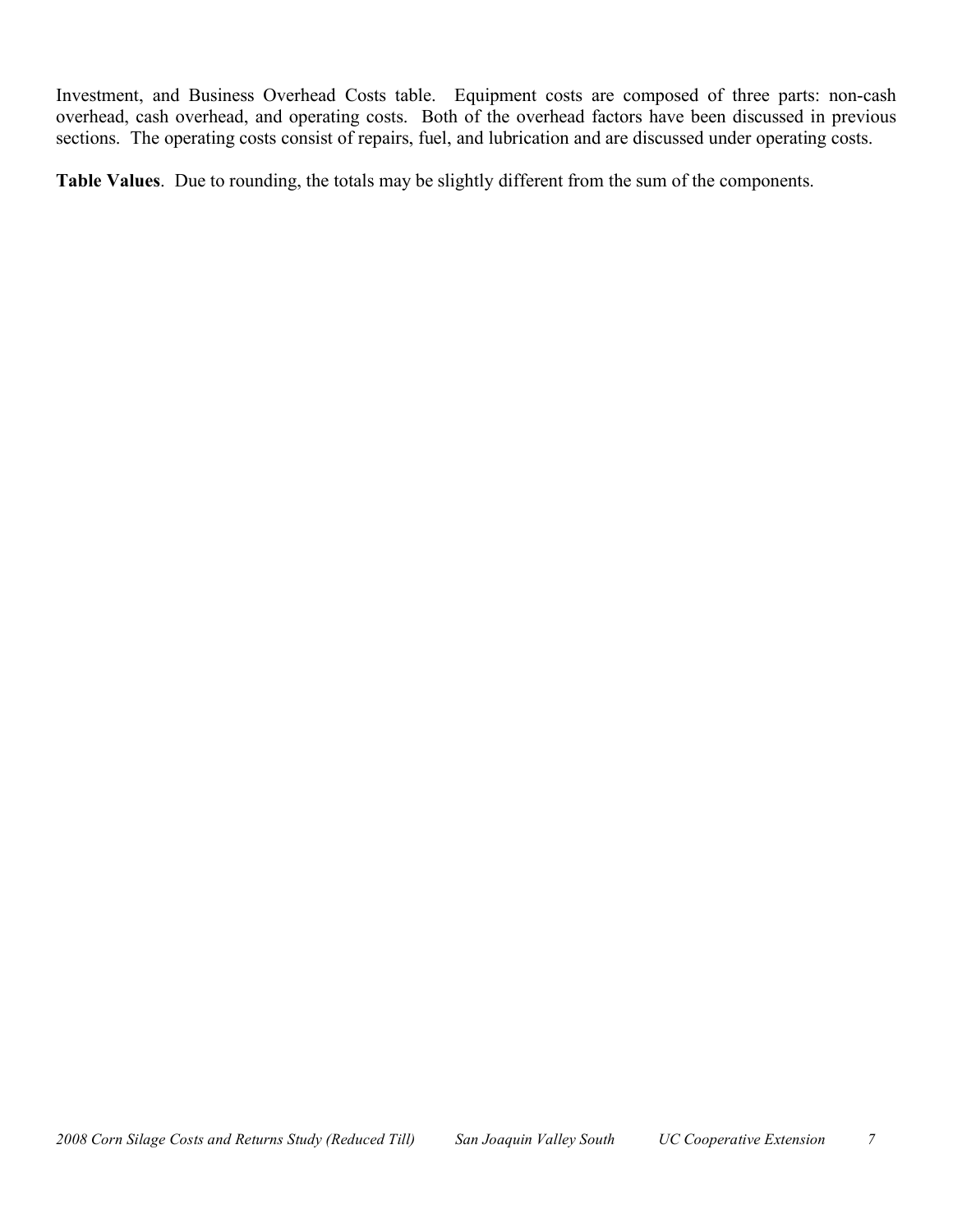Investment, and Business Overhead Costs table. Equipment costs are composed of three parts: non-cash overhead, cash overhead, and operating costs. Both of the overhead factors have been discussed in previous sections. The operating costs consist of repairs, fuel, and lubrication and are discussed under operating costs.

**Table Values**. Due to rounding, the totals may be slightly different from the sum of the components.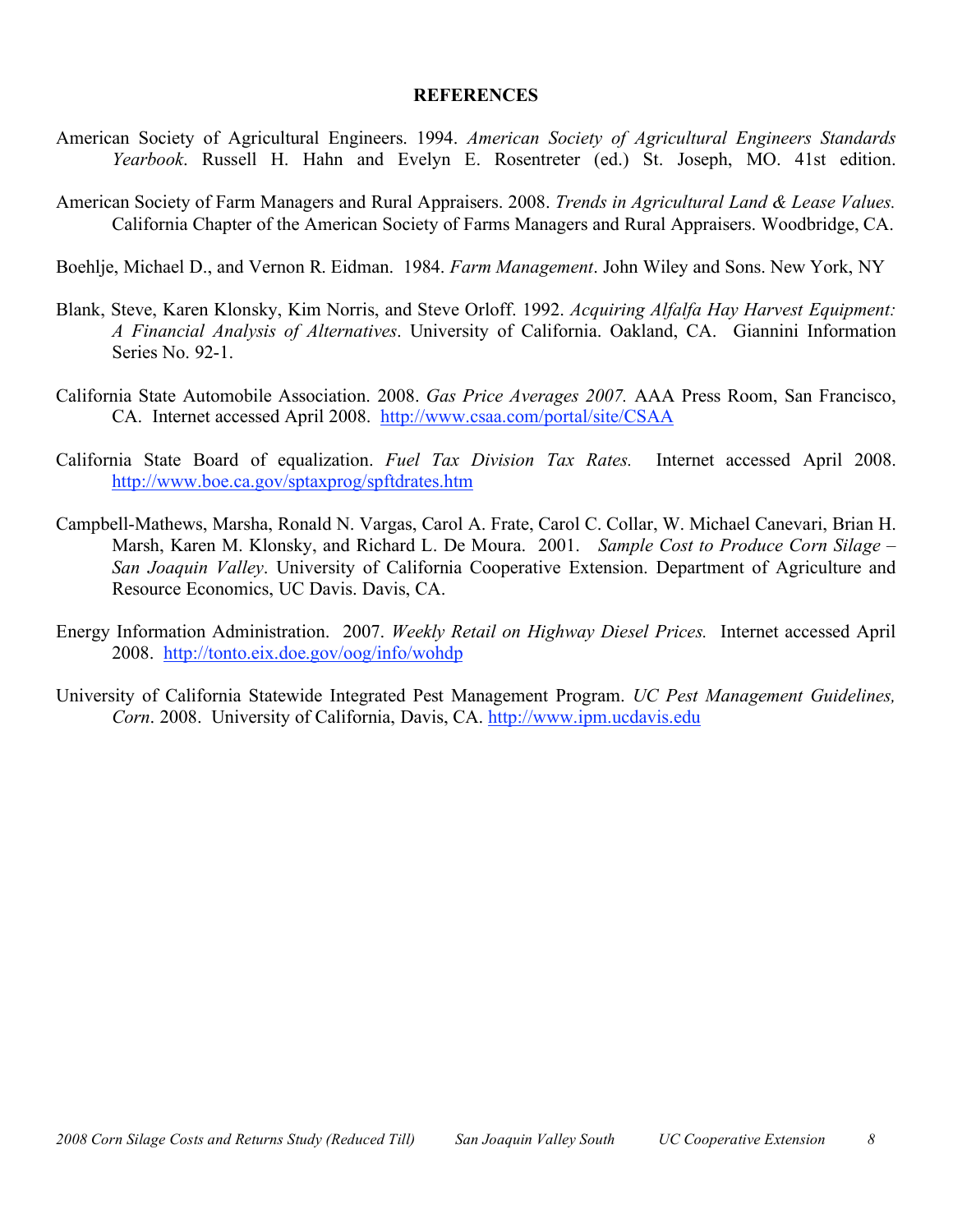## REFERENCES

American Society of Agricultural Engineers. 1994. *American Society of Agricultural Engineers Standards Yearbook*. Russell H. Hahn and Evelyn E. Rosentreter (ed.) St. Joseph, MO. 41st edition.

American Society of Farm Managers and Rural Appraisers. 2008. *Trends in Agricultural Land & Lease Values.* California Chapter of the American Society of Farms Managers and Rural Appraisers. Woodbridge, CA.

Boehlje, Michael D., and Vernon R. Eidman. 1984. *Farm Management*. John Wiley and Sons. New York, NY

Blank, Steve, Karen Klonsky, Kim Norris, and Steve Orloff. 1992. *Acquiring Alfalfa Hay Harvest Equipment: A Financial Analysis of Alternatives*. University of California. Oakland, CA. Giannini Information Series No. 92-1.

California State Automobile Association. 2008. *Gas Price Averages 2007.* AAA Press Room, San Francisco, CA. Internet accessed April 2008. http://www.csaa.com/portal/site/CSAA

California State Board of equalization. *Fuel Tax Division Tax Rates.* Internet accessed April 2008. http://www.boe.ca.gov/sptaxprog/spftdrates.htm

Campbell-Mathews, Marsha, Ronald N. Vargas, Carol A. Frate, Carol C. Collar, W. Michael Canevari, Brian H. Marsh, Karen M. Klonsky, and Richard L. De Moura. 2001. *Sample Cost to Produce Corn Silage – San Joaquin Valley*. University of California Cooperative Extension. Department of Agriculture and Resource Economics, UC Davis. Davis, CA.

Energy Information Administration. 2007. *Weekly Retail on Highway Diesel Prices.* Internet accessed April 2008. http://tonto.eix.doe.gov/oog/info/wohdp

University of California Statewide Integrated Pest Management Program. *UC Pest Management Guidelines, Corn*. 2008. University of California, Davis, CA. http://www.ipm.ucdavis.edu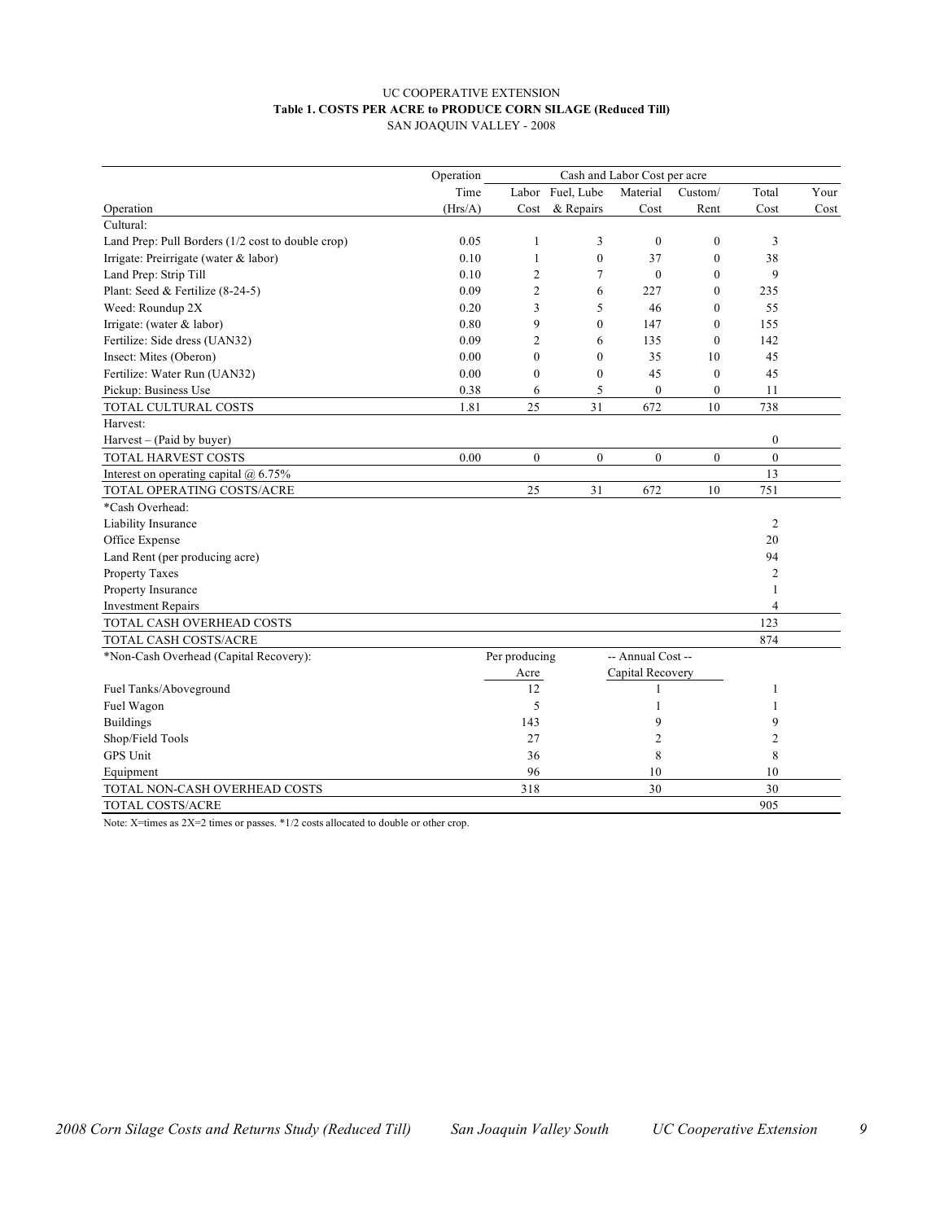UC COOPERATIVE EXTENSION

**Table 1. COSTS PER ACRE to PRODUCE CORN SILAGE (Reduced Till)**

SAN JOAQUIN VALLEY - 2008

| | Operation | Cash and Labor Cost per acre | | | | | |
|---|---|---|---|---|---|---|---|
| | Time | Labor | Fuel, Lube | Material | Custom/ | Total | Your |
| Operation | (Hrs/A) | Cost | & Repairs | Cost | Rent | Cost | Cost |
| Cultural: | | | | | | | |
| Land Prep: Pull Borders (1/2 cost to double crop) | 0.05 | 1 | 3 | 0 | 0 | 3 | |
| Irrigate: Preirrigate (water & labor) | 0.10 | 1 | 0 | 37 | 0 | 38 | |
| Land Prep: Strip Till | 0.10 | 2 | 7 | 0 | 0 | 9 | |
| Plant: Seed & Fertilize (8-24-5) | 0.09 | 2 | 6 | 227 | 0 | 235 | |
| Weed: Roundup 2X | 0.20 | 3 | 5 | 46 | 0 | 55 | |
| Irrigate: (water & labor) | 0.80 | 9 | 0 | 147 | 0 | 155 | |
| Fertilize: Side dress (UAN32) | 0.09 | 2 | 6 | 135 | 0 | 142 | |
| Insect: Mites (Oberon) | 0.00 | 0 | 0 | 35 | 10 | 45 | |
| Fertilize: Water Run (UAN32) | 0.00 | 0 | 0 | 45 | 0 | 45 | |
| Pickup: Business Use | 0.38 | 6 | 5 | 0 | 0 | 11 | |
| TOTAL CULTURAL COSTS | 1.81 | 25 | 31 | 672 | 10 | 738 | |
| Harvest: | | | | | | | |
| Harvest – (Paid by buyer) | | | | | | 0 | |
| TOTAL HARVEST COSTS | 0.00 | 0 | 0 | 0 | 0 | 0 | |
| Interest on operating capital @ 6.75% | | | | | | 13 | |
| TOTAL OPERATING COSTS/ACRE | | 25 | 31 | 672 | 10 | 751 | |
| *Cash Overhead: | | | | | | | |
| Liability Insurance | | | | | | 2 | |
| Office Expense | | | | | | 20 | |
| Land Rent (per producing acre) | | | | | | 94 | |
| Property Taxes | | | | | | 2 | |
| Property Insurance | | | | | | 1 | |
| Investment Repairs | | | | | | 4 | |
| TOTAL CASH OVERHEAD COSTS | | | | | | 123 | |
| TOTAL CASH COSTS/ACRE | | | | | | 874 | |
| *Non-Cash Overhead (Capital Recovery): | | Per producing Acre | | -- Annual Cost -- Capital Recovery | | | |
| Fuel Tanks/Aboveground | | 12 | | 1 | | 1 | |
| Fuel Wagon | | 5 | | 1 | | 1 | |
| Buildings | | 143 | | 9 | | 9 | |
| Shop/Field Tools | | 27 | | 2 | | 2 | |
| GPS Unit | | 36 | | 8 | | 8 | |
| Equipment | | 96 | | 10 | | 10 | |
| TOTAL NON-CASH OVERHEAD COSTS | | 318 | | 30 | | 30 | |
| TOTAL COSTS/ACRE | | | | | | 905 | |

Note: X=times as 2X=2 times or passes. *1/2 costs allocated to double or other crop.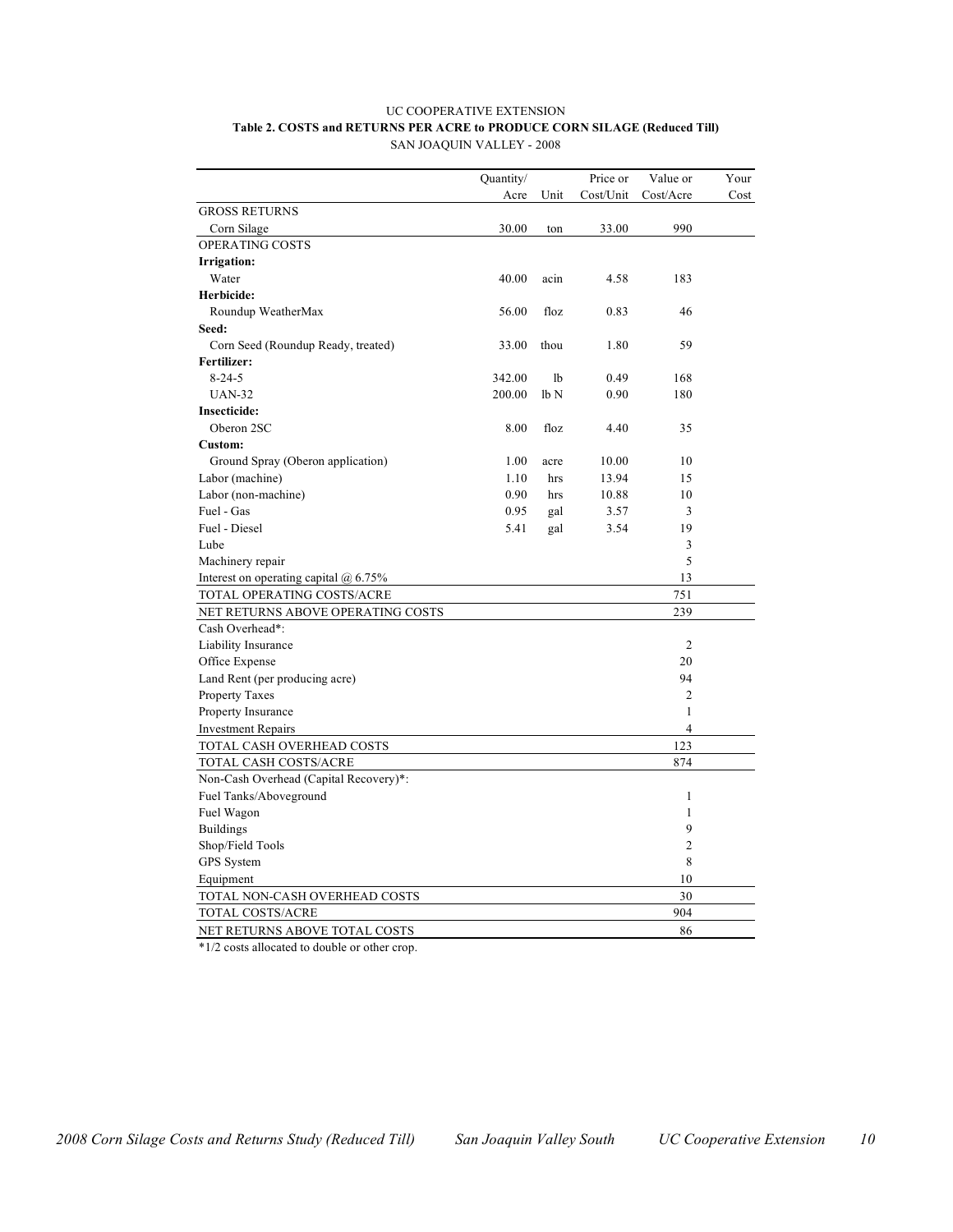UC COOPERATIVE EXTENSION

**Table 2. COSTS and RETURNS PER ACRE to PRODUCE CORN SILAGE (Reduced Till)**

SAN JOAQUIN VALLEY - 2008

| | Quantity/ Acre | Unit | Price or Cost/Unit | Value or Cost/Acre | Your Cost |
|---|---|---|---|---|---|
| GROSS RETURNS | | | | | |
| Corn Silage | 30.00 | ton | 33.00 | 990 | |
| OPERATING COSTS | | | | | |
| **Irrigation:** | | | | | |
| Water | 40.00 | acin | 4.58 | 183 | |
| **Herbicide:** | | | | | |
| Roundup WeatherMax | 56.00 | floz | 0.83 | 46 | |
| **Seed:** | | | | | |
| Corn Seed (Roundup Ready, treated) | 33.00 | thou | 1.80 | 59 | |
| **Fertilizer:** | | | | | |
| 8-24-5 | 342.00 | lb | 0.49 | 168 | |
| UAN-32 | 200.00 | lb N | 0.90 | 180 | |
| **Insecticide:** | | | | | |
| Oberon 2SC | 8.00 | floz | 4.40 | 35 | |
| **Custom:** | | | | | |
| Ground Spray (Oberon application) | 1.00 | acre | 10.00 | 10 | |
| Labor (machine) | 1.10 | hrs | 13.94 | 15 | |
| Labor (non-machine) | 0.90 | hrs | 10.88 | 10 | |
| Fuel - Gas | 0.95 | gal | 3.57 | 3 | |
| Fuel - Diesel | 5.41 | gal | 3.54 | 19 | |
| Lube | | | | 3 | |
| Machinery repair | | | | 5 | |
| Interest on operating capital @ 6.75% | | | | 13 | |
| TOTAL OPERATING COSTS/ACRE | | | | 751 | |
| NET RETURNS ABOVE OPERATING COSTS | | | | 239 | |
| Cash Overhead*: | | | | | |
| Liability Insurance | | | | 2 | |
| Office Expense | | | | 20 | |
| Land Rent (per producing acre) | | | | 94 | |
| Property Taxes | | | | 2 | |
| Property Insurance | | | | 1 | |
| Investment Repairs | | | | 4 | |
| TOTAL CASH OVERHEAD COSTS | | | | 123 | |
| TOTAL CASH COSTS/ACRE | | | | 874 | |
| Non-Cash Overhead (Capital Recovery)*: | | | | | |
| Fuel Tanks/Aboveground | | | | 1 | |
| Fuel Wagon | | | | 1 | |
| Buildings | | | | 9 | |
| Shop/Field Tools | | | | 2 | |
| GPS System | | | | 8 | |
| Equipment | | | | 10 | |
| TOTAL NON-CASH OVERHEAD COSTS | | | | 30 | |
| TOTAL COSTS/ACRE | | | | 904 | |
| NET RETURNS ABOVE TOTAL COSTS | | | | 86 | |

*1/2 costs allocated to double or other crop.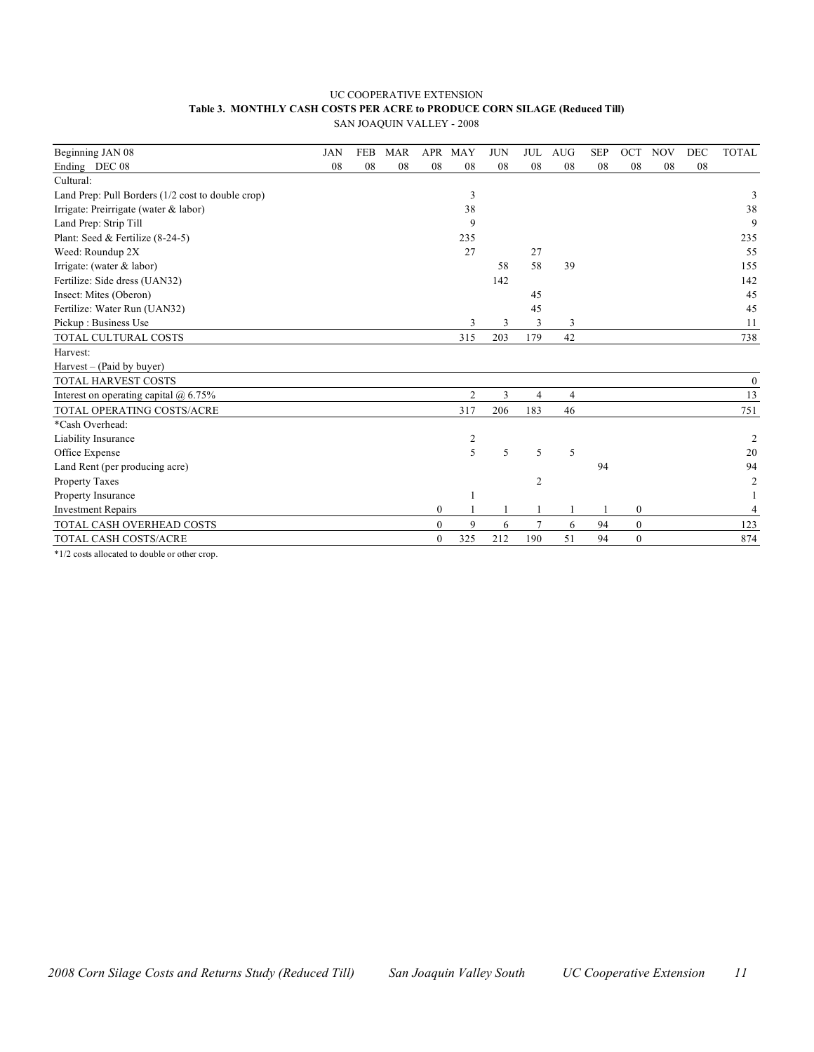UC COOPERATIVE EXTENSION

**Table 3. MONTHLY CASH COSTS PER ACRE to PRODUCE CORN SILAGE (Reduced Till)**

SAN JOAQUIN VALLEY - 2008

| Beginning JAN 08<br>Ending DEC 08 | JAN<br>08 | FEB<br>08 | MAR<br>08 | APR<br>08 | MAY<br>08 | JUN<br>08 | JUL<br>08 | AUG<br>08 | SEP<br>08 | OCT<br>08 | NOV<br>08 | DEC<br>08 | TOTAL |
|---|---|---|---|---|---|---|---|---|---|---|---|---|---|
| Cultural: | | | | | | | | | | | | | |
| Land Prep: Pull Borders (1/2 cost to double crop) | | | | | 3 | | | | | | | | 3 |
| Irrigate: Preirrigate (water & labor) | | | | | 38 | | | | | | | | 38 |
| Land Prep: Strip Till | | | | | 9 | | | | | | | | 9 |
| Plant: Seed & Fertilize (8-24-5) | | | | | 235 | | | | | | | | 235 |
| Weed: Roundup 2X | | | | | 27 | | 27 | | | | | | 55 |
| Irrigate: (water & labor) | | | | | | 58 | 58 | 39 | | | | | 155 |
| Fertilize: Side dress (UAN32) | | | | | | 142 | | | | | | | 142 |
| Insect: Mites (Oberon) | | | | | | | 45 | | | | | | 45 |
| Fertilize: Water Run (UAN32) | | | | | | | 45 | | | | | | 45 |
| Pickup : Business Use | | | | | 3 | 3 | 3 | 3 | | | | | 11 |
| TOTAL CULTURAL COSTS | | | | | 315 | 203 | 179 | 42 | | | | | 738 |
| Harvest: | | | | | | | | | | | | | |
| Harvest – (Paid by buyer) | | | | | | | | | | | | | |
| TOTAL HARVEST COSTS | | | | | | | | | | | | | 0 |
| Interest on operating capital @ 6.75% | | | | | 2 | 3 | 4 | 4 | | | | | 13 |
| TOTAL OPERATING COSTS/ACRE | | | | | 317 | 206 | 183 | 46 | | | | | 751 |
| *Cash Overhead: | | | | | | | | | | | | | |
| Liability Insurance | | | | | 2 | | | | | | | | 2 |
| Office Expense | | | | | 5 | 5 | 5 | 5 | | | | | 20 |
| Land Rent (per producing acre) | | | | | | | | | 94 | | | | 94 |
| Property Taxes | | | | | | | 2 | | | | | | 2 |
| Property Insurance | | | | | 1 | | | | | | | | 1 |
| Investment Repairs | | | | 0 | 1 | 1 | 1 | 1 | 1 | 0 | | | 4 |
| TOTAL CASH OVERHEAD COSTS | | | | 0 | 9 | 6 | 7 | 6 | 94 | 0 | | | 123 |
| TOTAL CASH COSTS/ACRE | | | | 0 | 325 | 212 | 190 | 51 | 94 | 0 | | | 874 |

*1/2 costs allocated to double or other crop.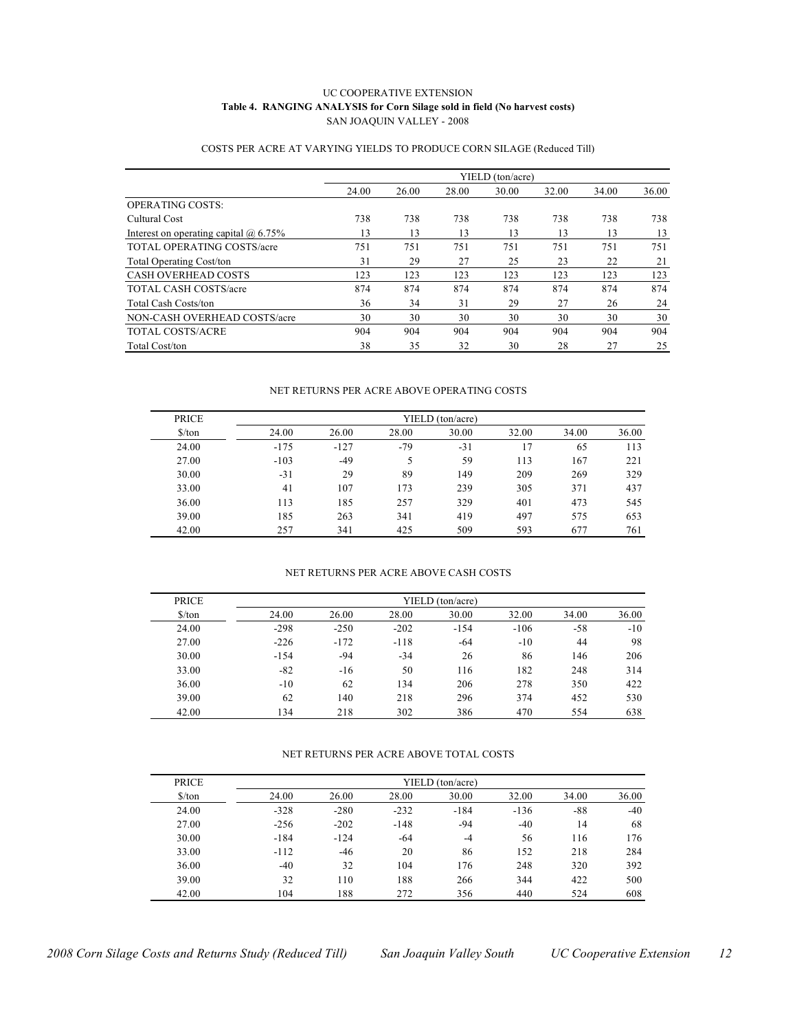UC COOPERATIVE EXTENSION

**Table 4. RANGING ANALYSIS for Corn Silage sold in field (No harvest costs)**

SAN JOAQUIN VALLEY - 2008

COSTS PER ACRE AT VARYING YIELDS TO PRODUCE CORN SILAGE (Reduced Till)

| | YIELD (ton/acre) | | | | | | |
|---|---|---|---|---|---|---|---|
| | 24.00 | 26.00 | 28.00 | 30.00 | 32.00 | 34.00 | 36.00 |
| OPERATING COSTS: | | | | | | | |
| Cultural Cost | 738 | 738 | 738 | 738 | 738 | 738 | 738 |
| Interest on operating capital @ 6.75% | 13 | 13 | 13 | 13 | 13 | 13 | 13 |
| TOTAL OPERATING COSTS/acre | 751 | 751 | 751 | 751 | 751 | 751 | 751 |
| Total Operating Cost/ton | 31 | 29 | 27 | 25 | 23 | 22 | 21 |
| CASH OVERHEAD COSTS | 123 | 123 | 123 | 123 | 123 | 123 | 123 |
| TOTAL CASH COSTS/acre | 874 | 874 | 874 | 874 | 874 | 874 | 874 |
| Total Cash Costs/ton | 36 | 34 | 31 | 29 | 27 | 26 | 24 |
| NON-CASH OVERHEAD COSTS/acre | 30 | 30 | 30 | 30 | 30 | 30 | 30 |
| TOTAL COSTS/ACRE | 904 | 904 | 904 | 904 | 904 | 904 | 904 |
| Total Cost/ton | 38 | 35 | 32 | 30 | 28 | 27 | 25 |

NET RETURNS PER ACRE ABOVE OPERATING COSTS

| PRICE | YIELD (ton/acre) | | | | | | |
|---|---|---|---|---|---|---|---|
| $/ton | 24.00 | 26.00 | 28.00 | 30.00 | 32.00 | 34.00 | 36.00 |
| 24.00 | -175 | -127 | -79 | -31 | 17 | 65 | 113 |
| 27.00 | -103 | -49 | 5 | 59 | 113 | 167 | 221 |
| 30.00 | -31 | 29 | 89 | 149 | 209 | 269 | 329 |
| 33.00 | 41 | 107 | 173 | 239 | 305 | 371 | 437 |
| 36.00 | 113 | 185 | 257 | 329 | 401 | 473 | 545 |
| 39.00 | 185 | 263 | 341 | 419 | 497 | 575 | 653 |
| 42.00 | 257 | 341 | 425 | 509 | 593 | 677 | 761 |

NET RETURNS PER ACRE ABOVE CASH COSTS

| PRICE | YIELD (ton/acre) | | | | | | |
|---|---|---|---|---|---|---|---|
| $/ton | 24.00 | 26.00 | 28.00 | 30.00 | 32.00 | 34.00 | 36.00 |
| 24.00 | -298 | -250 | -202 | -154 | -106 | -58 | -10 |
| 27.00 | -226 | -172 | -118 | -64 | -10 | 44 | 98 |
| 30.00 | -154 | -94 | -34 | 26 | 86 | 146 | 206 |
| 33.00 | -82 | -16 | 50 | 116 | 182 | 248 | 314 |
| 36.00 | -10 | 62 | 134 | 206 | 278 | 350 | 422 |
| 39.00 | 62 | 140 | 218 | 296 | 374 | 452 | 530 |
| 42.00 | 134 | 218 | 302 | 386 | 470 | 554 | 638 |

NET RETURNS PER ACRE ABOVE TOTAL COSTS

| PRICE | YIELD (ton/acre) | | | | | | |
|---|---|---|---|---|---|---|---|
| $/ton | 24.00 | 26.00 | 28.00 | 30.00 | 32.00 | 34.00 | 36.00 |
| 24.00 | -328 | -280 | -232 | -184 | -136 | -88 | -40 |
| 27.00 | -256 | -202 | -148 | -94 | -40 | 14 | 68 |
| 30.00 | -184 | -124 | -64 | -4 | 56 | 116 | 176 |
| 33.00 | -112 | -46 | 20 | 86 | 152 | 218 | 284 |
| 36.00 | -40 | 32 | 104 | 176 | 248 | 320 | 392 |
| 39.00 | 32 | 110 | 188 | 266 | 344 | 422 | 500 |
| 42.00 | 104 | 188 | 272 | 356 | 440 | 524 | 608 |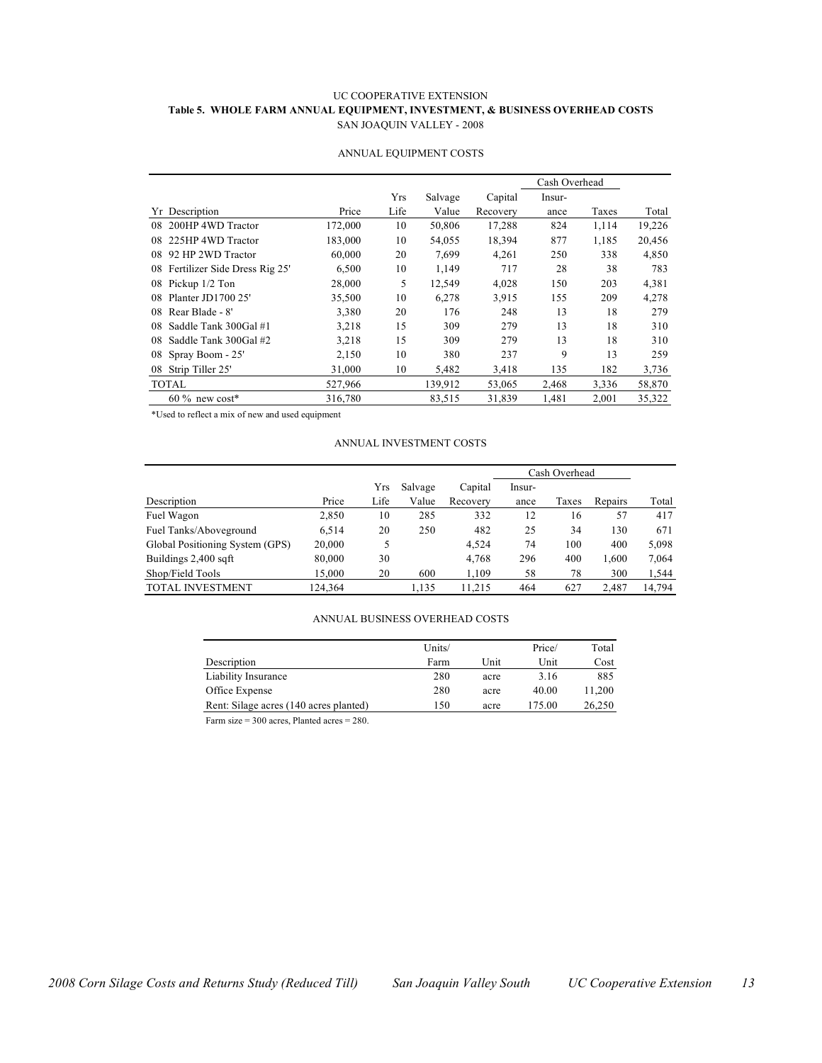UC COOPERATIVE EXTENSION

**Table 5. WHOLE FARM ANNUAL EQUIPMENT, INVESTMENT, & BUSINESS OVERHEAD COSTS**

SAN JOAQUIN VALLEY - 2008

ANNUAL EQUIPMENT COSTS

| | | | | | | Cash Overhead | | |
|---|---|---|---|---|---|---|---|---|
| Yr | Description | Price | Yrs Life | Salvage Value | Capital Recovery | Insurance | Taxes | Total |
| 08 | 200HP 4WD Tractor | 172,000 | 10 | 50,806 | 17,288 | 824 | 1,114 | 19,226 |
| 08 | 225HP 4WD Tractor | 183,000 | 10 | 54,055 | 18,394 | 877 | 1,185 | 20,456 |
| 08 | 92 HP 2WD Tractor | 60,000 | 20 | 7,699 | 4,261 | 250 | 338 | 4,850 |
| 08 | Fertilizer Side Dress Rig 25' | 6,500 | 10 | 1,149 | 717 | 28 | 38 | 783 |
| 08 | Pickup 1/2 Ton | 28,000 | 5 | 12,549 | 4,028 | 150 | 203 | 4,381 |
| 08 | Planter JD1700 25' | 35,500 | 10 | 6,278 | 3,915 | 155 | 209 | 4,278 |
| 08 | Rear Blade - 8' | 3,380 | 20 | 176 | 248 | 13 | 18 | 279 |
| 08 | Saddle Tank 300Gal #1 | 3,218 | 15 | 309 | 279 | 13 | 18 | 310 |
| 08 | Saddle Tank 300Gal #2 | 3,218 | 15 | 309 | 279 | 13 | 18 | 310 |
| 08 | Spray Boom - 25' | 2,150 | 10 | 380 | 237 | 9 | 13 | 259 |
| 08 | Strip Tiller 25' | 31,000 | 10 | 5,482 | 3,418 | 135 | 182 | 3,736 |
| TOTAL | | 527,966 | | 139,912 | 53,065 | 2,468 | 3,336 | 58,870 |
| | 60 % new cost* | 316,780 | | 83,515 | 31,839 | 1,481 | 2,001 | 35,322 |

*Used to reflect a mix of new and used equipment

ANNUAL INVESTMENT COSTS

| | | | | | Cash Overhead | | | |
|---|---|---|---|---|---|---|---|---|
| Description | Price | Yrs Life | Salvage Value | Capital Recovery | Insurance | Taxes | Repairs | Total |
| Fuel Wagon | 2,850 | 10 | 285 | 332 | 12 | 16 | 57 | 417 |
| Fuel Tanks/Aboveground | 6,514 | 20 | 250 | 482 | 25 | 34 | 130 | 671 |
| Global Positioning System (GPS) | 20,000 | 5 | | 4,524 | 74 | 100 | 400 | 5,098 |
| Buildings 2,400 sqft | 80,000 | 30 | | 4,768 | 296 | 400 | 1,600 | 7,064 |
| Shop/Field Tools | 15,000 | 20 | 600 | 1,109 | 58 | 78 | 300 | 1,544 |
| TOTAL INVESTMENT | 124,364 | | 1,135 | 11,215 | 464 | 627 | 2,487 | 14,794 |

ANNUAL BUSINESS OVERHEAD COSTS

| Description | Units/ Farm | Unit | Price/ Unit | Total Cost |
|---|---|---|---|---|
| Liability Insurance | 280 | acre | 3.16 | 885 |
| Office Expense | 280 | acre | 40.00 | 11,200 |
| Rent: Silage acres (140 acres planted) | 150 | acre | 175.00 | 26,250 |

Farm size = 300 acres, Planted acres = 280.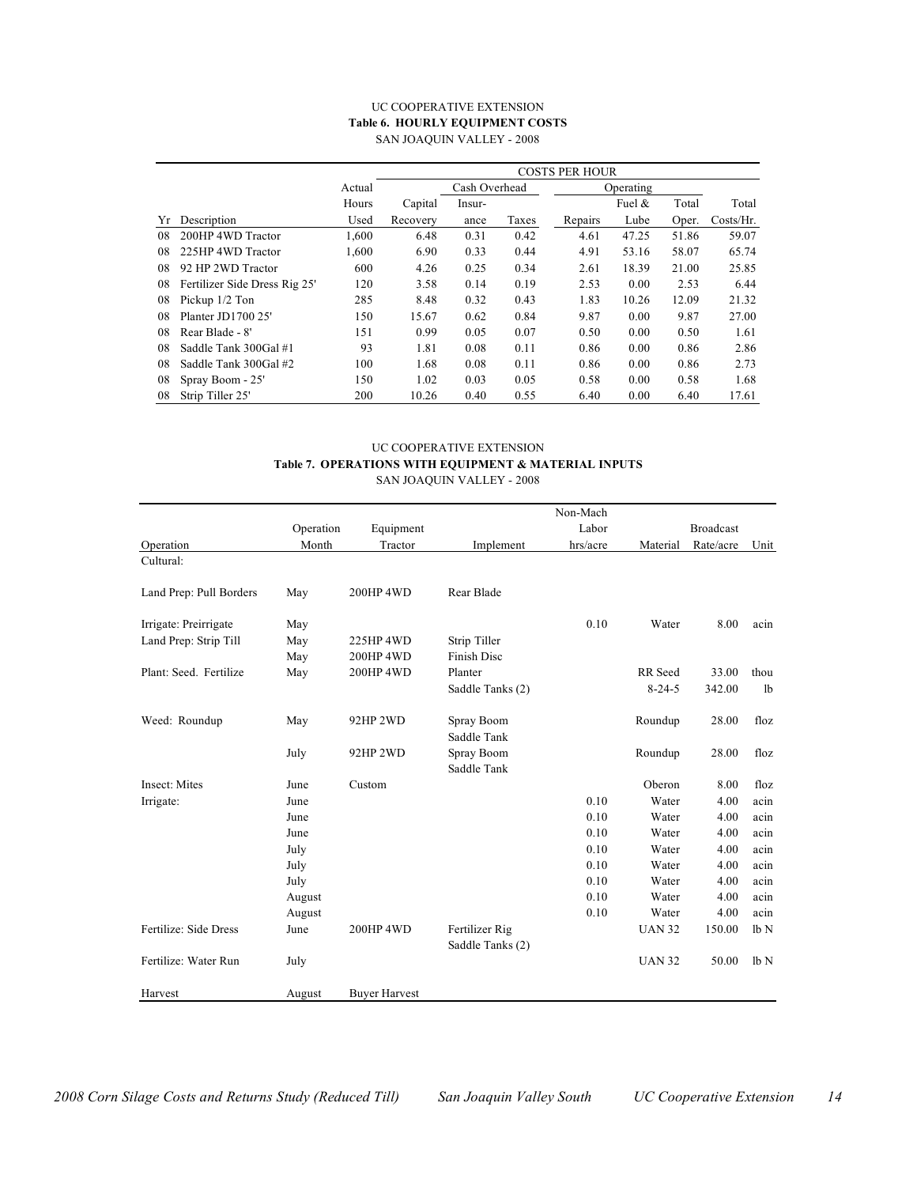UC COOPERATIVE EXTENSION

**Table 6. HOURLY EQUIPMENT COSTS**

SAN JOAQUIN VALLEY - 2008

| | | | COSTS PER HOUR | | | | | | |
|---|---|---|---|---|---|---|---|---|---|
| | | Actual | | Cash Overhead | | Operating | | | |
| | | Hours | Capital | Insur- | | | Fuel & | Total | Total |
| Yr | Description | Used | Recovery | ance | Taxes | Repairs | Lube | Oper. | Costs/Hr. |
| 08 | 200HP 4WD Tractor | 1,600 | 6.48 | 0.31 | 0.42 | 4.61 | 47.25 | 51.86 | 59.07 |
| 08 | 225HP 4WD Tractor | 1,600 | 6.90 | 0.33 | 0.44 | 4.91 | 53.16 | 58.07 | 65.74 |
| 08 | 92 HP 2WD Tractor | 600 | 4.26 | 0.25 | 0.34 | 2.61 | 18.39 | 21.00 | 25.85 |
| 08 | Fertilizer Side Dress Rig 25' | 120 | 3.58 | 0.14 | 0.19 | 2.53 | 0.00 | 2.53 | 6.44 |
| 08 | Pickup 1/2 Ton | 285 | 8.48 | 0.32 | 0.43 | 1.83 | 10.26 | 12.09 | 21.32 |
| 08 | Planter JD1700 25' | 150 | 15.67 | 0.62 | 0.84 | 9.87 | 0.00 | 9.87 | 27.00 |
| 08 | Rear Blade - 8' | 151 | 0.99 | 0.05 | 0.07 | 0.50 | 0.00 | 0.50 | 1.61 |
| 08 | Saddle Tank 300Gal #1 | 93 | 1.81 | 0.08 | 0.11 | 0.86 | 0.00 | 0.86 | 2.86 |
| 08 | Saddle Tank 300Gal #2 | 100 | 1.68 | 0.08 | 0.11 | 0.86 | 0.00 | 0.86 | 2.73 |
| 08 | Spray Boom - 25' | 150 | 1.02 | 0.03 | 0.05 | 0.58 | 0.00 | 0.58 | 1.68 |
| 08 | Strip Tiller 25' | 200 | 10.26 | 0.40 | 0.55 | 6.40 | 0.00 | 6.40 | 17.61 |

UC COOPERATIVE EXTENSION

**Table 7. OPERATIONS WITH EQUIPMENT & MATERIAL INPUTS**

SAN JOAQUIN VALLEY - 2008

| Operation | Operation Month | Equipment Tractor | Implement | Non-Mach Labor hrs/acre | Material | Broadcast Rate/acre | Unit |
|---|---|---|---|---|---|---|---|
| Cultural: | | | | | | | |
| Land Prep: Pull Borders | May | 200HP 4WD | Rear Blade | | | | |
| Irrigate: Preirrigate | May | | | 0.10 | Water | 8.00 | acin |
| Land Prep: Strip Till | May | 225HP 4WD | Strip Tiller | | | | |
| | May | 200HP 4WD | Finish Disc | | | | |
| Plant: Seed. Fertilize | May | 200HP 4WD | Planter | | RR Seed | 33.00 | thou |
| | | | Saddle Tanks (2) | | 8-24-5 | 342.00 | lb |
| Weed: Roundup | May | 92HP 2WD | Spray Boom | | Roundup | 28.00 | floz |
| | | | Saddle Tank | | | | |
| | July | 92HP 2WD | Spray Boom | | Roundup | 28.00 | floz |
| | | | Saddle Tank | | | | |
| Insect: Mites | June | Custom | | | Oberon | 8.00 | floz |
| Irrigate: | June | | | 0.10 | Water | 4.00 | acin |
| | June | | | 0.10 | Water | 4.00 | acin |
| | June | | | 0.10 | Water | 4.00 | acin |
| | July | | | 0.10 | Water | 4.00 | acin |
| | July | | | 0.10 | Water | 4.00 | acin |
| | July | | | 0.10 | Water | 4.00 | acin |
| | August | | | 0.10 | Water | 4.00 | acin |
| | August | | | 0.10 | Water | 4.00 | acin |
| Fertilize: Side Dress | June | 200HP 4WD | Fertilizer Rig | | UAN 32 | 150.00 | lb N |
| | | | Saddle Tanks (2) | | | | |
| Fertilize: Water Run | July | | | | UAN 32 | 50.00 | lb N |
| Harvest | August | Buyer Harvest | | | | | |